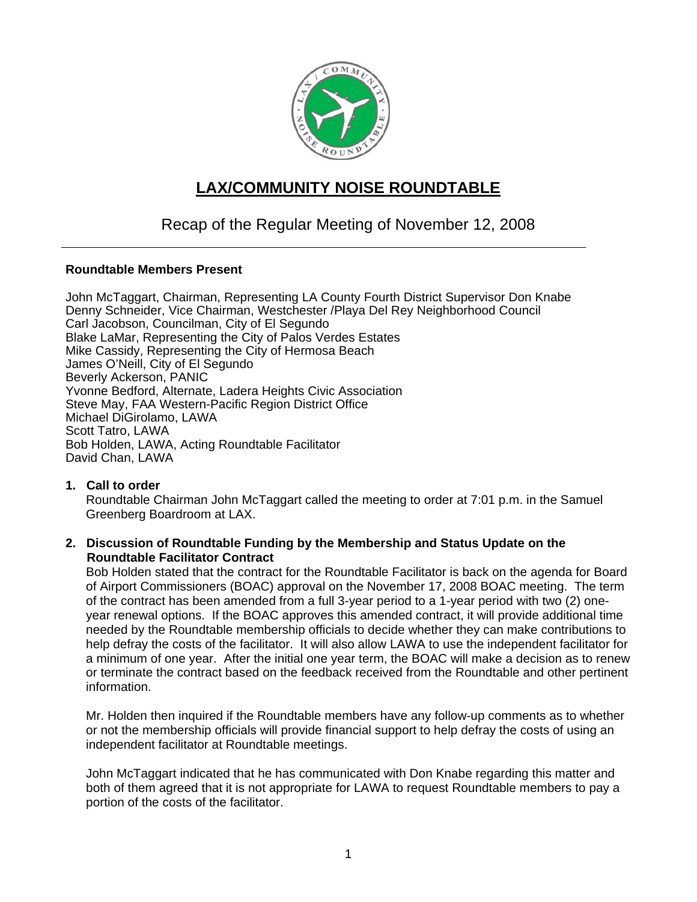# LAX/COMMUNITY NOISE ROUNDTABLE

## Recap of the Regular Meeting of November 12, 2008

---

**Roundtable Members Present**

John McTaggart, Chairman, Representing LA County Fourth District Supervisor Don Knabe
Denny Schneider, Vice Chairman, Westchester /Playa Del Rey Neighborhood Council
Carl Jacobson, Councilman, City of El Segundo
Blake LaMar, Representing the City of Palos Verdes Estates
Mike Cassidy, Representing the City of Hermosa Beach
James O'Neill, City of El Segundo
Beverly Ackerson, PANIC
Yvonne Bedford, Alternate, Ladera Heights Civic Association
Steve May, FAA Western-Pacific Region District Office
Michael DiGirolamo, LAWA
Scott Tatro, LAWA
Bob Holden, LAWA, Acting Roundtable Facilitator
David Chan, LAWA

1. **Call to order**

   Roundtable Chairman John McTaggart called the meeting to order at 7:01 p.m. in the Samuel Greenberg Boardroom at LAX.

2. **Discussion of Roundtable Funding by the Membership and Status Update on the Roundtable Facilitator Contract**

   Bob Holden stated that the contract for the Roundtable Facilitator is back on the agenda for Board of Airport Commissioners (BOAC) approval on the November 17, 2008 BOAC meeting. The term of the contract has been amended from a full 3-year period to a 1-year period with two (2) one-year renewal options. If the BOAC approves this amended contract, it will provide additional time needed by the Roundtable membership officials to decide whether they can make contributions to help defray the costs of the facilitator. It will also allow LAWA to use the independent facilitator for a minimum of one year. After the initial one year term, the BOAC will make a decision as to renew or terminate the contract based on the feedback received from the Roundtable and other pertinent information.

   Mr. Holden then inquired if the Roundtable members have any follow-up comments as to whether or not the membership officials will provide financial support to help defray the costs of using an independent facilitator at Roundtable meetings.

   John McTaggart indicated that he has communicated with Don Knabe regarding this matter and both of them agreed that it is not appropriate for LAWA to request Roundtable members to pay a portion of the costs of the facilitator.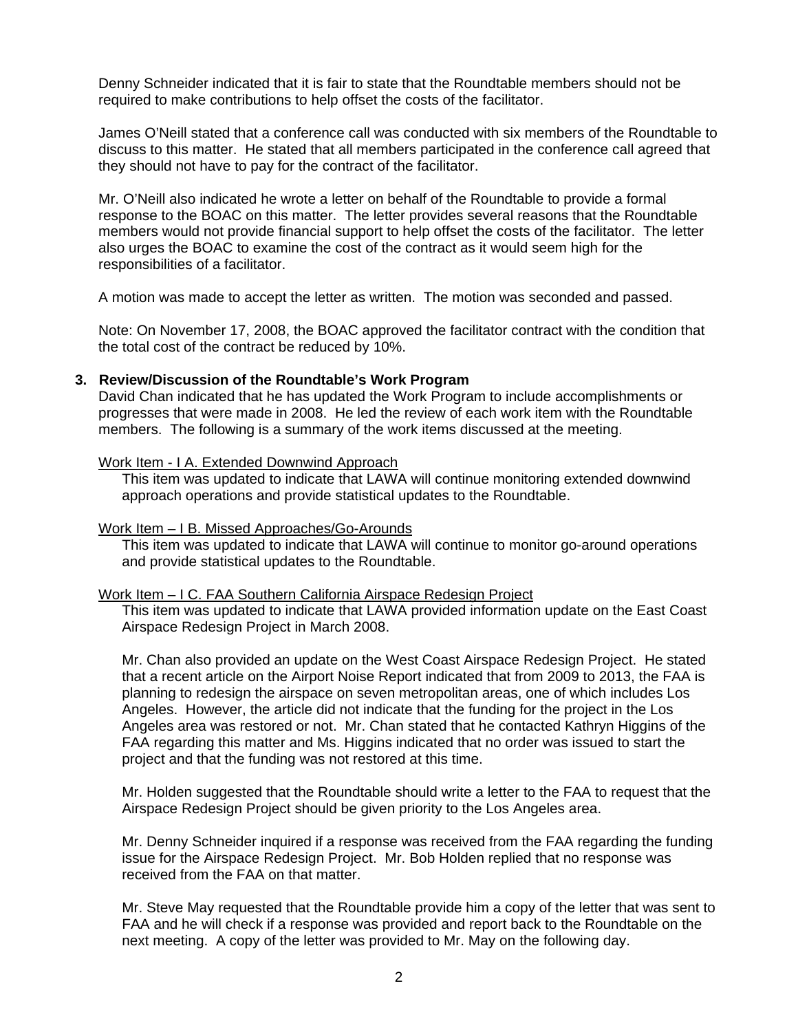Denny Schneider indicated that it is fair to state that the Roundtable members should not be required to make contributions to help offset the costs of the facilitator.

James O'Neill stated that a conference call was conducted with six members of the Roundtable to discuss to this matter. He stated that all members participated in the conference call agreed that they should not have to pay for the contract of the facilitator.

Mr. O'Neill also indicated he wrote a letter on behalf of the Roundtable to provide a formal response to the BOAC on this matter. The letter provides several reasons that the Roundtable members would not provide financial support to help offset the costs of the facilitator. The letter also urges the BOAC to examine the cost of the contract as it would seem high for the responsibilities of a facilitator.

A motion was made to accept the letter as written. The motion was seconded and passed.

Note: On November 17, 2008, the BOAC approved the facilitator contract with the condition that the total cost of the contract be reduced by 10%.

**3. Review/Discussion of the Roundtable's Work Program**

David Chan indicated that he has updated the Work Program to include accomplishments or progresses that were made in 2008. He led the review of each work item with the Roundtable members. The following is a summary of the work items discussed at the meeting.

<u>Work Item - I A. Extended Downwind Approach</u>

This item was updated to indicate that LAWA will continue monitoring extended downwind approach operations and provide statistical updates to the Roundtable.

<u>Work Item – I B. Missed Approaches/Go-Arounds</u>

This item was updated to indicate that LAWA will continue to monitor go-around operations and provide statistical updates to the Roundtable.

<u>Work Item – I C. FAA Southern California Airspace Redesign Project</u>

This item was updated to indicate that LAWA provided information update on the East Coast Airspace Redesign Project in March 2008.

Mr. Chan also provided an update on the West Coast Airspace Redesign Project. He stated that a recent article on the Airport Noise Report indicated that from 2009 to 2013, the FAA is planning to redesign the airspace on seven metropolitan areas, one of which includes Los Angeles. However, the article did not indicate that the funding for the project in the Los Angeles area was restored or not. Mr. Chan stated that he contacted Kathryn Higgins of the FAA regarding this matter and Ms. Higgins indicated that no order was issued to start the project and that the funding was not restored at this time.

Mr. Holden suggested that the Roundtable should write a letter to the FAA to request that the Airspace Redesign Project should be given priority to the Los Angeles area.

Mr. Denny Schneider inquired if a response was received from the FAA regarding the funding issue for the Airspace Redesign Project. Mr. Bob Holden replied that no response was received from the FAA on that matter.

Mr. Steve May requested that the Roundtable provide him a copy of the letter that was sent to FAA and he will check if a response was provided and report back to the Roundtable on the next meeting. A copy of the letter was provided to Mr. May on the following day.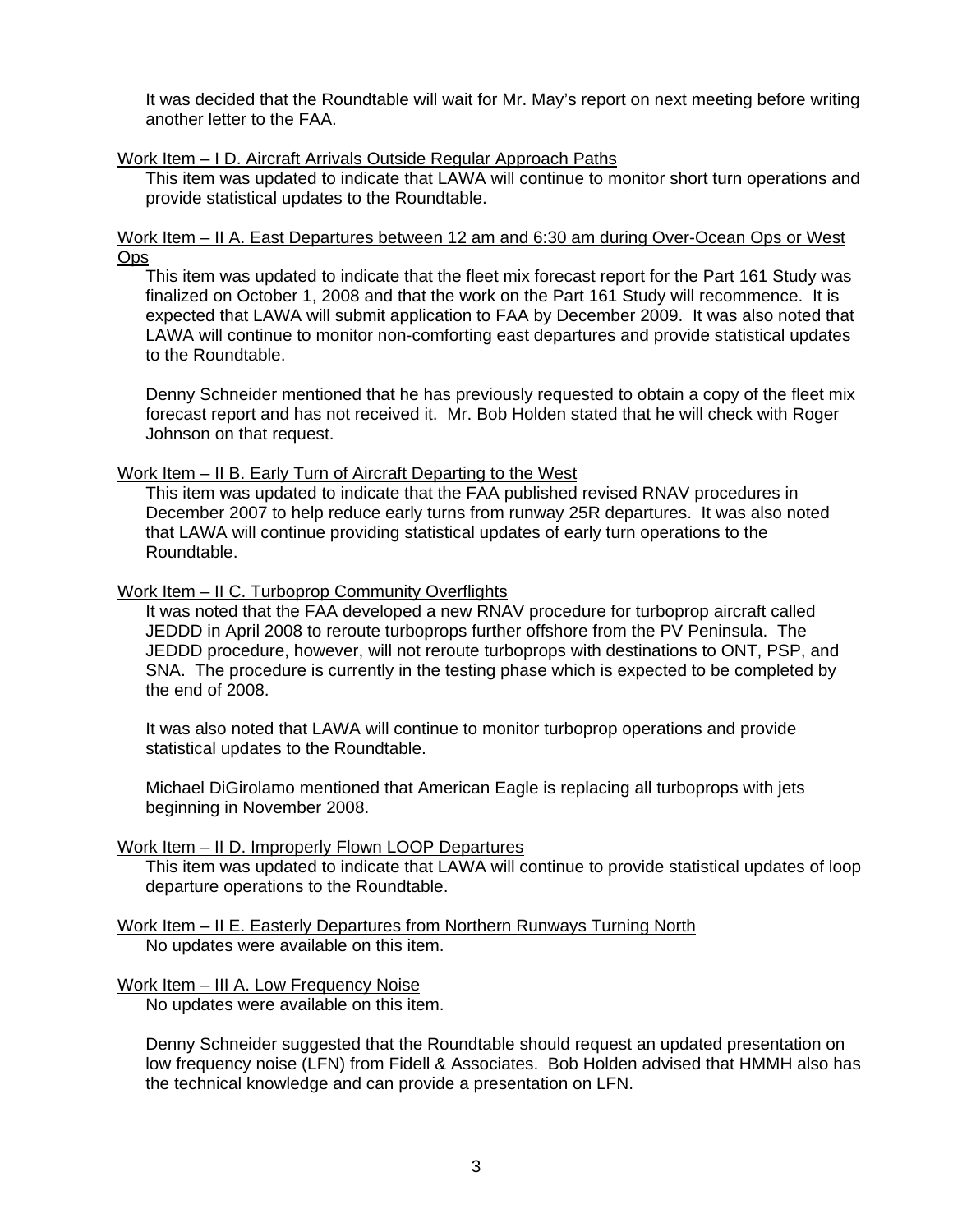It was decided that the Roundtable will wait for Mr. May's report on next meeting before writing another letter to the FAA.

<u>Work Item – I D. Aircraft Arrivals Outside Regular Approach Paths</u>

This item was updated to indicate that LAWA will continue to monitor short turn operations and provide statistical updates to the Roundtable.

<u>Work Item – II A. East Departures between 12 am and 6:30 am during Over-Ocean Ops or West Ops</u>

This item was updated to indicate that the fleet mix forecast report for the Part 161 Study was finalized on October 1, 2008 and that the work on the Part 161 Study will recommence. It is expected that LAWA will submit application to FAA by December 2009. It was also noted that LAWA will continue to monitor non-comforting east departures and provide statistical updates to the Roundtable.

Denny Schneider mentioned that he has previously requested to obtain a copy of the fleet mix forecast report and has not received it. Mr. Bob Holden stated that he will check with Roger Johnson on that request.

<u>Work Item – II B. Early Turn of Aircraft Departing to the West</u>

This item was updated to indicate that the FAA published revised RNAV procedures in December 2007 to help reduce early turns from runway 25R departures. It was also noted that LAWA will continue providing statistical updates of early turn operations to the Roundtable.

<u>Work Item – II C. Turboprop Community Overflights</u>

It was noted that the FAA developed a new RNAV procedure for turboprop aircraft called JEDDD in April 2008 to reroute turboprops further offshore from the PV Peninsula. The JEDDD procedure, however, will not reroute turboprops with destinations to ONT, PSP, and SNA. The procedure is currently in the testing phase which is expected to be completed by the end of 2008.

It was also noted that LAWA will continue to monitor turboprop operations and provide statistical updates to the Roundtable.

Michael DiGirolamo mentioned that American Eagle is replacing all turboprops with jets beginning in November 2008.

<u>Work Item – II D. Improperly Flown LOOP Departures</u>

This item was updated to indicate that LAWA will continue to provide statistical updates of loop departure operations to the Roundtable.

<u>Work Item – II E. Easterly Departures from Northern Runways Turning North</u>

No updates were available on this item.

<u>Work Item – III A. Low Frequency Noise</u>

No updates were available on this item.

Denny Schneider suggested that the Roundtable should request an updated presentation on low frequency noise (LFN) from Fidell & Associates. Bob Holden advised that HMMH also has the technical knowledge and can provide a presentation on LFN.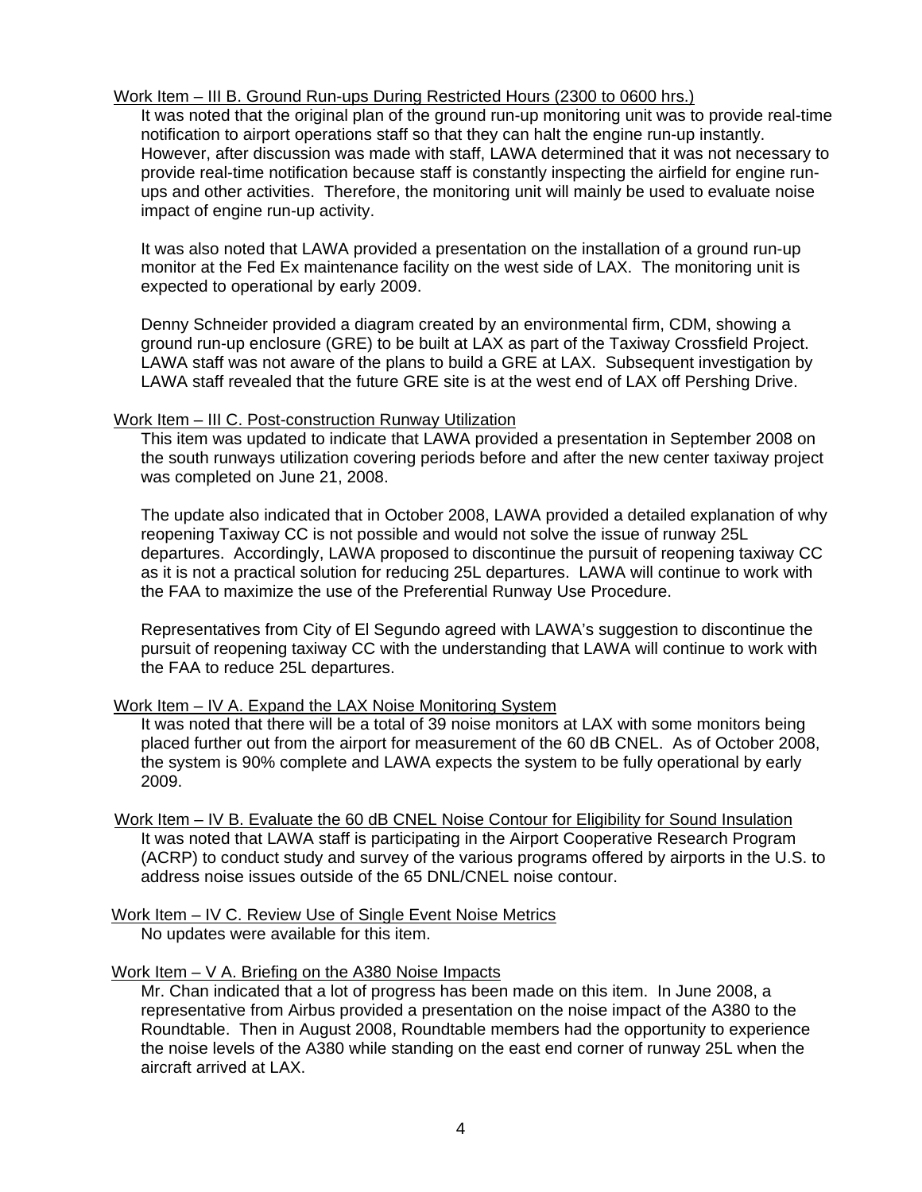Work Item – III B. Ground Run-ups During Restricted Hours (2300 to 0600 hrs.)

It was noted that the original plan of the ground run-up monitoring unit was to provide real-time notification to airport operations staff so that they can halt the engine run-up instantly. However, after discussion was made with staff, LAWA determined that it was not necessary to provide real-time notification because staff is constantly inspecting the airfield for engine run-ups and other activities. Therefore, the monitoring unit will mainly be used to evaluate noise impact of engine run-up activity.

It was also noted that LAWA provided a presentation on the installation of a ground run-up monitor at the Fed Ex maintenance facility on the west side of LAX. The monitoring unit is expected to operational by early 2009.

Denny Schneider provided a diagram created by an environmental firm, CDM, showing a ground run-up enclosure (GRE) to be built at LAX as part of the Taxiway Crossfield Project. LAWA staff was not aware of the plans to build a GRE at LAX. Subsequent investigation by LAWA staff revealed that the future GRE site is at the west end of LAX off Pershing Drive.

Work Item – III C. Post-construction Runway Utilization

This item was updated to indicate that LAWA provided a presentation in September 2008 on the south runways utilization covering periods before and after the new center taxiway project was completed on June 21, 2008.

The update also indicated that in October 2008, LAWA provided a detailed explanation of why reopening Taxiway CC is not possible and would not solve the issue of runway 25L departures. Accordingly, LAWA proposed to discontinue the pursuit of reopening taxiway CC as it is not a practical solution for reducing 25L departures. LAWA will continue to work with the FAA to maximize the use of the Preferential Runway Use Procedure.

Representatives from City of El Segundo agreed with LAWA's suggestion to discontinue the pursuit of reopening taxiway CC with the understanding that LAWA will continue to work with the FAA to reduce 25L departures.

Work Item – IV A. Expand the LAX Noise Monitoring System

It was noted that there will be a total of 39 noise monitors at LAX with some monitors being placed further out from the airport for measurement of the 60 dB CNEL. As of October 2008, the system is 90% complete and LAWA expects the system to be fully operational by early 2009.

Work Item – IV B. Evaluate the 60 dB CNEL Noise Contour for Eligibility for Sound Insulation

It was noted that LAWA staff is participating in the Airport Cooperative Research Program (ACRP) to conduct study and survey of the various programs offered by airports in the U.S. to address noise issues outside of the 65 DNL/CNEL noise contour.

Work Item – IV C. Review Use of Single Event Noise Metrics

No updates were available for this item.

Work Item – V A. Briefing on the A380 Noise Impacts

Mr. Chan indicated that a lot of progress has been made on this item. In June 2008, a representative from Airbus provided a presentation on the noise impact of the A380 to the Roundtable. Then in August 2008, Roundtable members had the opportunity to experience the noise levels of the A380 while standing on the east end corner of runway 25L when the aircraft arrived at LAX.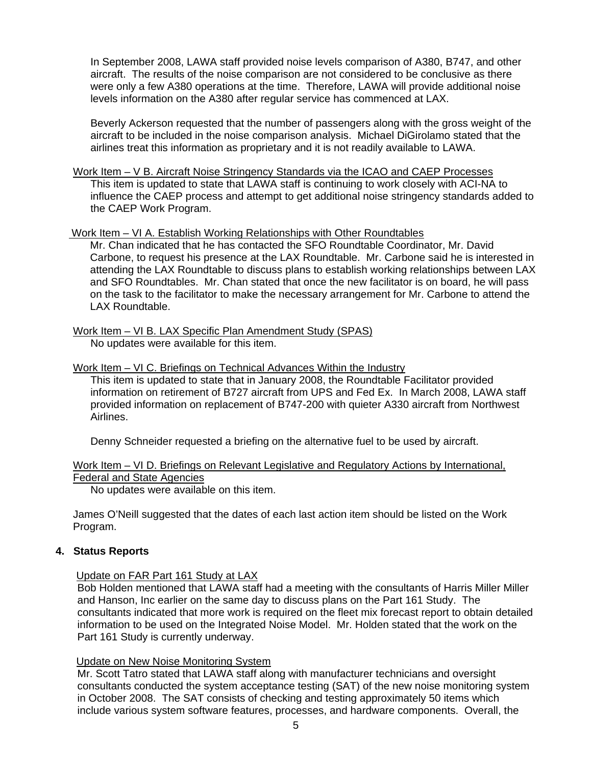In September 2008, LAWA staff provided noise levels comparison of A380, B747, and other aircraft. The results of the noise comparison are not considered to be conclusive as there were only a few A380 operations at the time. Therefore, LAWA will provide additional noise levels information on the A380 after regular service has commenced at LAX.

Beverly Ackerson requested that the number of passengers along with the gross weight of the aircraft to be included in the noise comparison analysis. Michael DiGirolamo stated that the airlines treat this information as proprietary and it is not readily available to LAWA.

Work Item – V B. Aircraft Noise Stringency Standards via the ICAO and CAEP Processes

This item is updated to state that LAWA staff is continuing to work closely with ACI-NA to influence the CAEP process and attempt to get additional noise stringency standards added to the CAEP Work Program.

Work Item – VI A. Establish Working Relationships with Other Roundtables

Mr. Chan indicated that he has contacted the SFO Roundtable Coordinator, Mr. David Carbone, to request his presence at the LAX Roundtable. Mr. Carbone said he is interested in attending the LAX Roundtable to discuss plans to establish working relationships between LAX and SFO Roundtables. Mr. Chan stated that once the new facilitator is on board, he will pass on the task to the facilitator to make the necessary arrangement for Mr. Carbone to attend the LAX Roundtable.

Work Item – VI B. LAX Specific Plan Amendment Study (SPAS)

No updates were available for this item.

Work Item – VI C. Briefings on Technical Advances Within the Industry

This item is updated to state that in January 2008, the Roundtable Facilitator provided information on retirement of B727 aircraft from UPS and Fed Ex. In March 2008, LAWA staff provided information on replacement of B747-200 with quieter A330 aircraft from Northwest Airlines.

Denny Schneider requested a briefing on the alternative fuel to be used by aircraft.

Work Item – VI D. Briefings on Relevant Legislative and Regulatory Actions by International, Federal and State Agencies

No updates were available on this item.

James O'Neill suggested that the dates of each last action item should be listed on the Work Program.

## 4. Status Reports

Update on FAR Part 161 Study at LAX

Bob Holden mentioned that LAWA staff had a meeting with the consultants of Harris Miller Miller and Hanson, Inc earlier on the same day to discuss plans on the Part 161 Study. The consultants indicated that more work is required on the fleet mix forecast report to obtain detailed information to be used on the Integrated Noise Model. Mr. Holden stated that the work on the Part 161 Study is currently underway.

Update on New Noise Monitoring System

Mr. Scott Tatro stated that LAWA staff along with manufacturer technicians and oversight consultants conducted the system acceptance testing (SAT) of the new noise monitoring system in October 2008. The SAT consists of checking and testing approximately 50 items which include various system software features, processes, and hardware components. Overall, the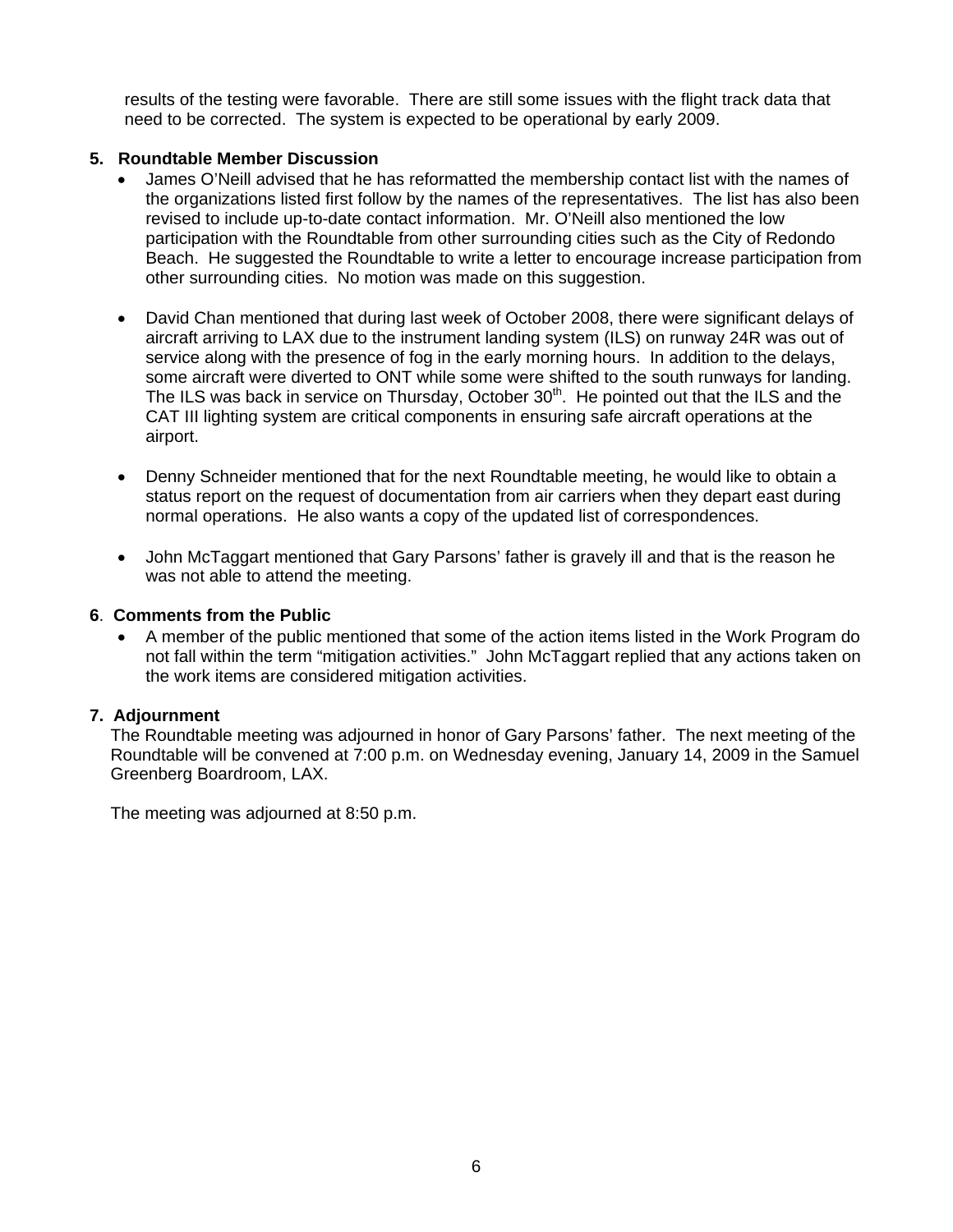results of the testing were favorable. There are still some issues with the flight track data that need to be corrected. The system is expected to be operational by early 2009.

**5. Roundtable Member Discussion**

- James O'Neill advised that he has reformatted the membership contact list with the names of the organizations listed first follow by the names of the representatives. The list has also been revised to include up-to-date contact information. Mr. O'Neill also mentioned the low participation with the Roundtable from other surrounding cities such as the City of Redondo Beach. He suggested the Roundtable to write a letter to encourage increase participation from other surrounding cities. No motion was made on this suggestion.

- David Chan mentioned that during last week of October 2008, there were significant delays of aircraft arriving to LAX due to the instrument landing system (ILS) on runway 24R was out of service along with the presence of fog in the early morning hours. In addition to the delays, some aircraft were diverted to ONT while some were shifted to the south runways for landing. The ILS was back in service on Thursday, October 30th. He pointed out that the ILS and the CAT III lighting system are critical components in ensuring safe aircraft operations at the airport.

- Denny Schneider mentioned that for the next Roundtable meeting, he would like to obtain a status report on the request of documentation from air carriers when they depart east during normal operations. He also wants a copy of the updated list of correspondences.

- John McTaggart mentioned that Gary Parsons' father is gravely ill and that is the reason he was not able to attend the meeting.

**6. Comments from the Public**

- A member of the public mentioned that some of the action items listed in the Work Program do not fall within the term "mitigation activities." John McTaggart replied that any actions taken on the work items are considered mitigation activities.

**7. Adjournment**

The Roundtable meeting was adjourned in honor of Gary Parsons' father. The next meeting of the Roundtable will be convened at 7:00 p.m. on Wednesday evening, January 14, 2009 in the Samuel Greenberg Boardroom, LAX.

The meeting was adjourned at 8:50 p.m.